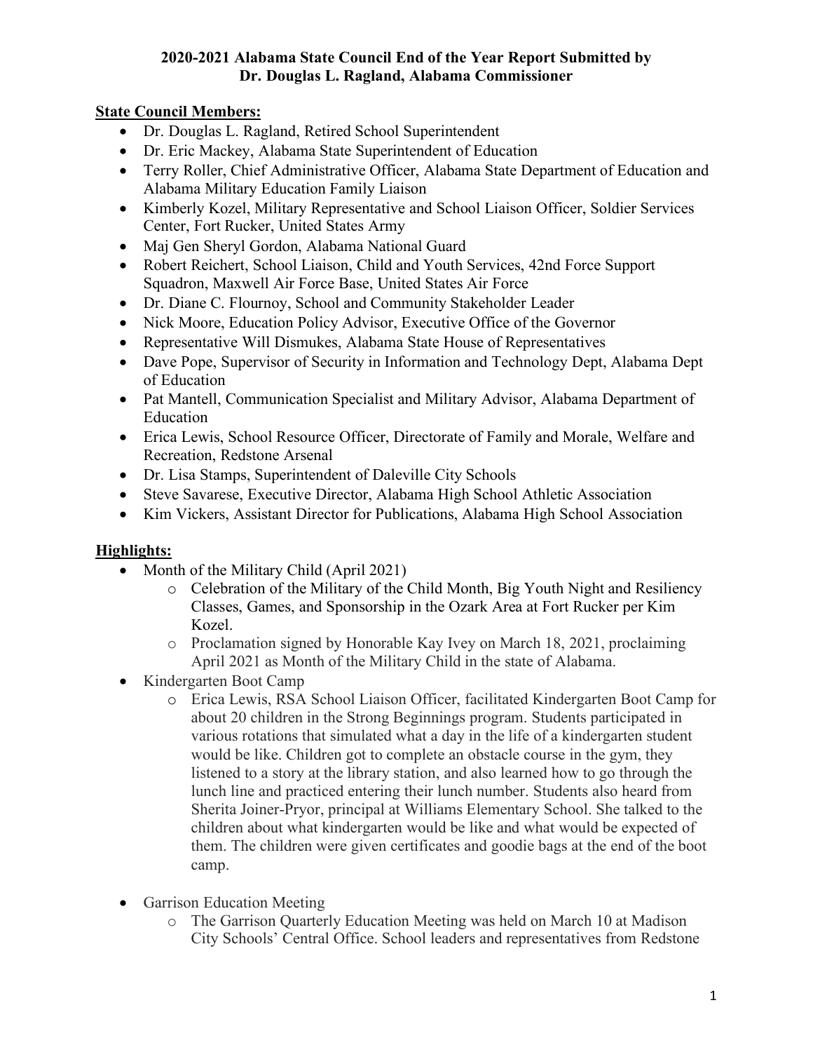**2020-2021 Alabama State Council End of the Year Report Submitted by Dr. Douglas L. Ragland, Alabama Commissioner**

**State Council Members:**

- Dr. Douglas L. Ragland, Retired School Superintendent
- Dr. Eric Mackey, Alabama State Superintendent of Education
- Terry Roller, Chief Administrative Officer, Alabama State Department of Education and Alabama Military Education Family Liaison
- Kimberly Kozel, Military Representative and School Liaison Officer, Soldier Services Center, Fort Rucker, United States Army
- Maj Gen Sheryl Gordon, Alabama National Guard
- Robert Reichert, School Liaison, Child and Youth Services, 42nd Force Support Squadron, Maxwell Air Force Base, United States Air Force
- Dr. Diane C. Flournoy, School and Community Stakeholder Leader
- Nick Moore, Education Policy Advisor, Executive Office of the Governor
- Representative Will Dismukes, Alabama State House of Representatives
- Dave Pope, Supervisor of Security in Information and Technology Dept, Alabama Dept of Education
- Pat Mantell, Communication Specialist and Military Advisor, Alabama Department of Education
- Erica Lewis, School Resource Officer, Directorate of Family and Morale, Welfare and Recreation, Redstone Arsenal
- Dr. Lisa Stamps, Superintendent of Daleville City Schools
- Steve Savarese, Executive Director, Alabama High School Athletic Association
- Kim Vickers, Assistant Director for Publications, Alabama High School Association

**Highlights:**

- Month of the Military Child (April 2021)
  - Celebration of the Military of the Child Month, Big Youth Night and Resiliency Classes, Games, and Sponsorship in the Ozark Area at Fort Rucker per Kim Kozel.
  - Proclamation signed by Honorable Kay Ivey on March 18, 2021, proclaiming April 2021 as Month of the Military Child in the state of Alabama.
- Kindergarten Boot Camp
  - Erica Lewis, RSA School Liaison Officer, facilitated Kindergarten Boot Camp for about 20 children in the Strong Beginnings program. Students participated in various rotations that simulated what a day in the life of a kindergarten student would be like. Children got to complete an obstacle course in the gym, they listened to a story at the library station, and also learned how to go through the lunch line and practiced entering their lunch number. Students also heard from Sherita Joiner-Pryor, principal at Williams Elementary School. She talked to the children about what kindergarten would be like and what would be expected of them. The children were given certificates and goodie bags at the end of the boot camp.
- Garrison Education Meeting
  - The Garrison Quarterly Education Meeting was held on March 10 at Madison City Schools' Central Office. School leaders and representatives from Redstone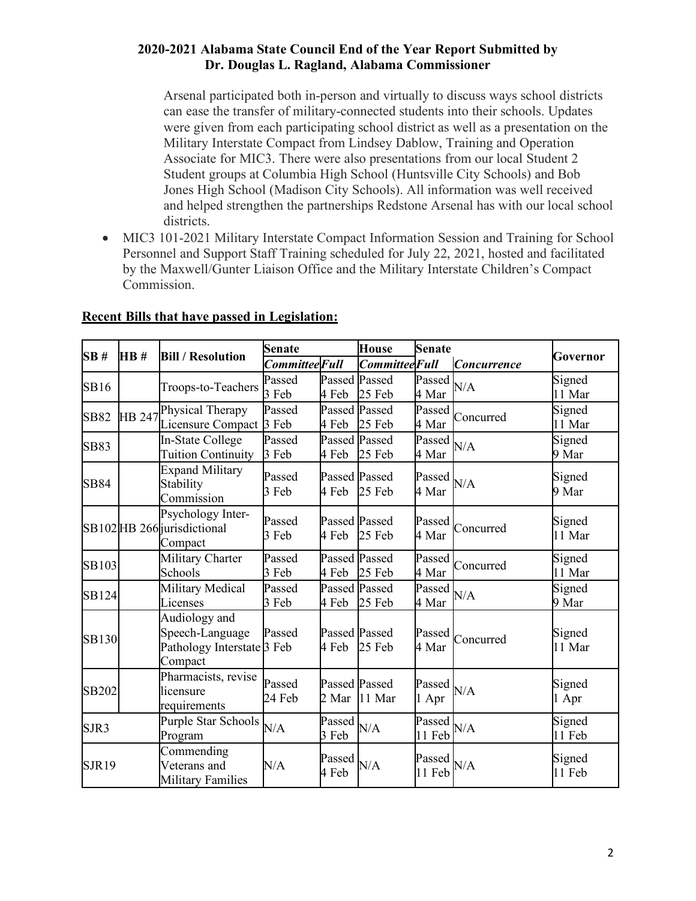Arsenal participated both in-person and virtually to discuss ways school districts can ease the transfer of military-connected students into their schools. Updates were given from each participating school district as well as a presentation on the Military Interstate Compact from Lindsey Dablow, Training and Operation Associate for MIC3. There were also presentations from our local Student 2 Student groups at Columbia High School (Huntsville City Schools) and Bob Jones High School (Madison City Schools). All information was well received and helped strengthen the partnerships Redstone Arsenal has with our local school districts.

- MIC3 101-2021 Military Interstate Compact Information Session and Training for School Personnel and Support Staff Training scheduled for July 22, 2021, hosted and facilitated by the Maxwell/Gunter Liaison Office and the Military Interstate Children's Compact Commission.

## Recent Bills that have passed in Legislation:

| SB # | HB # | Bill / Resolution | Senate | | House | | Senate | | Governor |
|---|---|---|---|---|---|---|---|---|---|
| | | | *Committee* | *Full* | *Committee* | *Full* | | *Concurrence* | |
| SB16 | | Troops-to-Teachers | Passed 3 Feb | Passed 4 Feb | Passed 25 Feb | Passed 4 Mar | | N/A | Signed 11 Mar |
| SB82 | HB 247 | Physical Therapy Licensure Compact | Passed 3 Feb | Passed 4 Feb | Passed 25 Feb | Passed 4 Mar | | Concurred | Signed 11 Mar |
| SB83 | | In-State College Tuition Continuity | Passed 3 Feb | Passed 4 Feb | Passed 25 Feb | Passed 4 Mar | | N/A | Signed 9 Mar |
| SB84 | | Expand Military Stability Commission | Passed 3 Feb | Passed 4 Feb | Passed 25 Feb | Passed 4 Mar | | N/A | Signed 9 Mar |
| SB102 | HB 266 | Psychology Inter-jurisdictional Compact | Passed 3 Feb | Passed 4 Feb | Passed 25 Feb | Passed 4 Mar | | Concurred | Signed 11 Mar |
| SB103 | | Military Charter Schools | Passed 3 Feb | Passed 4 Feb | Passed 25 Feb | Passed 4 Mar | | Concurred | Signed 11 Mar |
| SB124 | | Military Medical Licenses | Passed 3 Feb | Passed 4 Feb | Passed 25 Feb | Passed 4 Mar | | N/A | Signed 9 Mar |
| SB130 | | Audiology and Speech-Language Pathology Interstate Compact | Passed 3 Feb | Passed 4 Feb | Passed 25 Feb | Passed 4 Mar | | Concurred | Signed 11 Mar |
| SB202 | | Pharmacists, revise licensure requirements | Passed 24 Feb | Passed 2 Mar | Passed 11 Mar | Passed 1 Apr | | N/A | Signed 1 Apr |
| SJR3 | | Purple Star Schools Program | N/A | Passed 3 Feb | N/A | Passed 11 Feb | | N/A | Signed 11 Feb |
| SJR19 | | Commending Veterans and Military Families | N/A | Passed 4 Feb | N/A | Passed 11 Feb | | N/A | Signed 11 Feb |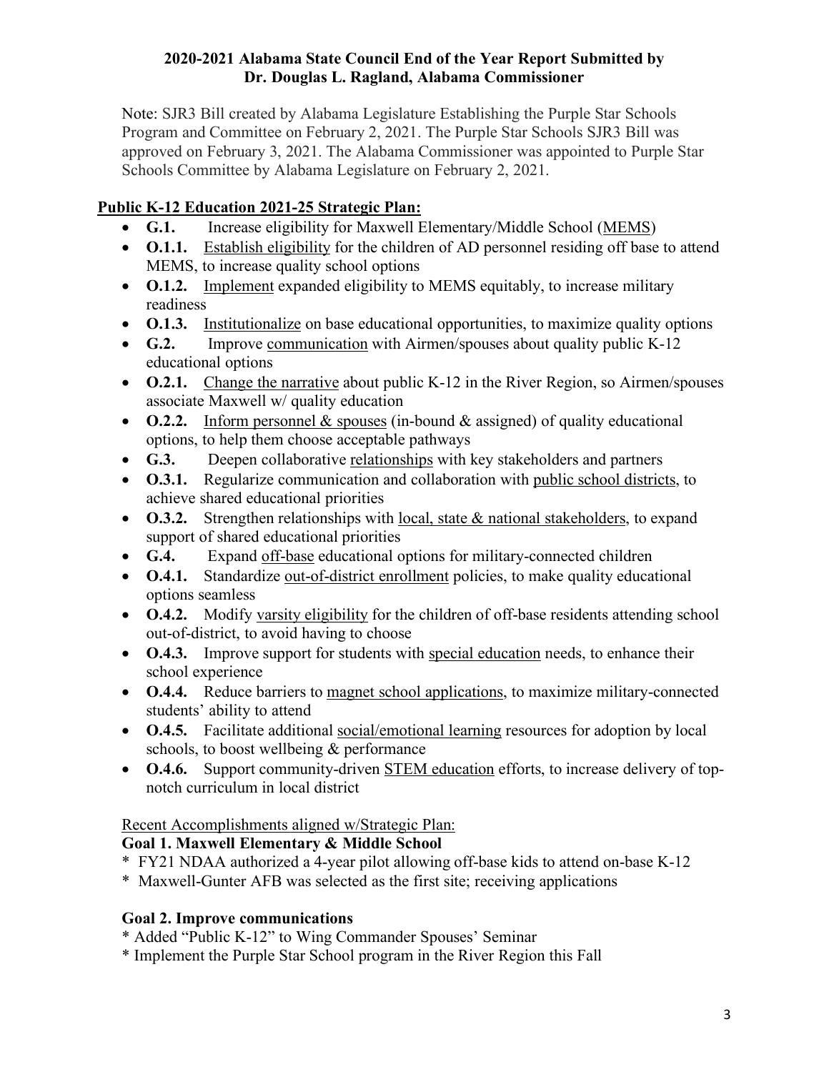**2020-2021 Alabama State Council End of the Year Report Submitted by Dr. Douglas L. Ragland, Alabama Commissioner**

Note: SJR3 Bill created by Alabama Legislature Establishing the Purple Star Schools Program and Committee on February 2, 2021. The Purple Star Schools SJR3 Bill was approved on February 3, 2021. The Alabama Commissioner was appointed to Purple Star Schools Committee by Alabama Legislature on February 2, 2021.

## Public K-12 Education 2021-25 Strategic Plan:

- **G.1.** Increase eligibility for Maxwell Elementary/Middle School (MEMS)
- **O.1.1.** Establish eligibility for the children of AD personnel residing off base to attend MEMS, to increase quality school options
- **O.1.2.** Implement expanded eligibility to MEMS equitably, to increase military readiness
- **O.1.3.** Institutionalize on base educational opportunities, to maximize quality options
- **G.2.** Improve communication with Airmen/spouses about quality public K-12 educational options
- **O.2.1.** Change the narrative about public K-12 in the River Region, so Airmen/spouses associate Maxwell w/ quality education
- **O.2.2.** Inform personnel & spouses (in-bound & assigned) of quality educational options, to help them choose acceptable pathways
- **G.3.** Deepen collaborative relationships with key stakeholders and partners
- **O.3.1.** Regularize communication and collaboration with public school districts, to achieve shared educational priorities
- **O.3.2.** Strengthen relationships with local, state & national stakeholders, to expand support of shared educational priorities
- **G.4.** Expand off-base educational options for military-connected children
- **O.4.1.** Standardize out-of-district enrollment policies, to make quality educational options seamless
- **O.4.2.** Modify varsity eligibility for the children of off-base residents attending school out-of-district, to avoid having to choose
- **O.4.3.** Improve support for students with special education needs, to enhance their school experience
- **O.4.4.** Reduce barriers to magnet school applications, to maximize military-connected students' ability to attend
- **O.4.5.** Facilitate additional social/emotional learning resources for adoption by local schools, to boost wellbeing & performance
- **O.4.6.** Support community-driven STEM education efforts, to increase delivery of top-notch curriculum in local district

Recent Accomplishments aligned w/Strategic Plan:

**Goal 1. Maxwell Elementary & Middle School**

\* FY21 NDAA authorized a 4-year pilot allowing off-base kids to attend on-base K-12
\* Maxwell-Gunter AFB was selected as the first site; receiving applications

**Goal 2. Improve communications**

\* Added "Public K-12" to Wing Commander Spouses' Seminar
\* Implement the Purple Star School program in the River Region this Fall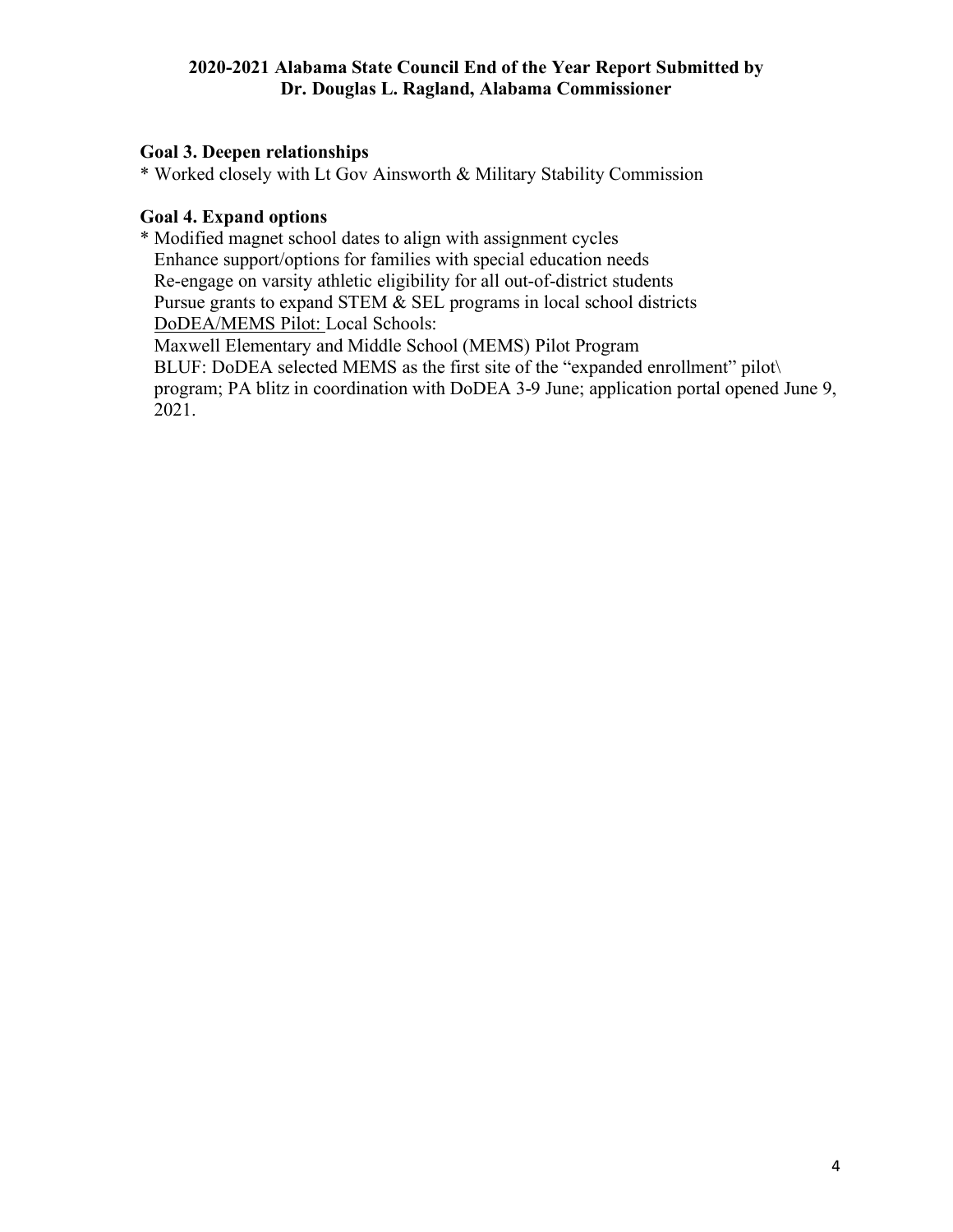**2020-2021 Alabama State Council End of the Year Report Submitted by Dr. Douglas L. Ragland, Alabama Commissioner**

**Goal 3. Deepen relationships**

* Worked closely with Lt Gov Ainsworth & Military Stability Commission

**Goal 4. Expand options**

* Modified magnet school dates to align with assignment cycles
  Enhance support/options for families with special education needs
  Re-engage on varsity athletic eligibility for all out-of-district students
  Pursue grants to expand STEM & SEL programs in local school districts
  <u>DoDEA/MEMS Pilot:</u> Local Schools:
  Maxwell Elementary and Middle School (MEMS) Pilot Program
  BLUF: DoDEA selected MEMS as the first site of the "expanded enrollment" pilot\ program; PA blitz in coordination with DoDEA 3-9 June; application portal opened June 9, 2021.